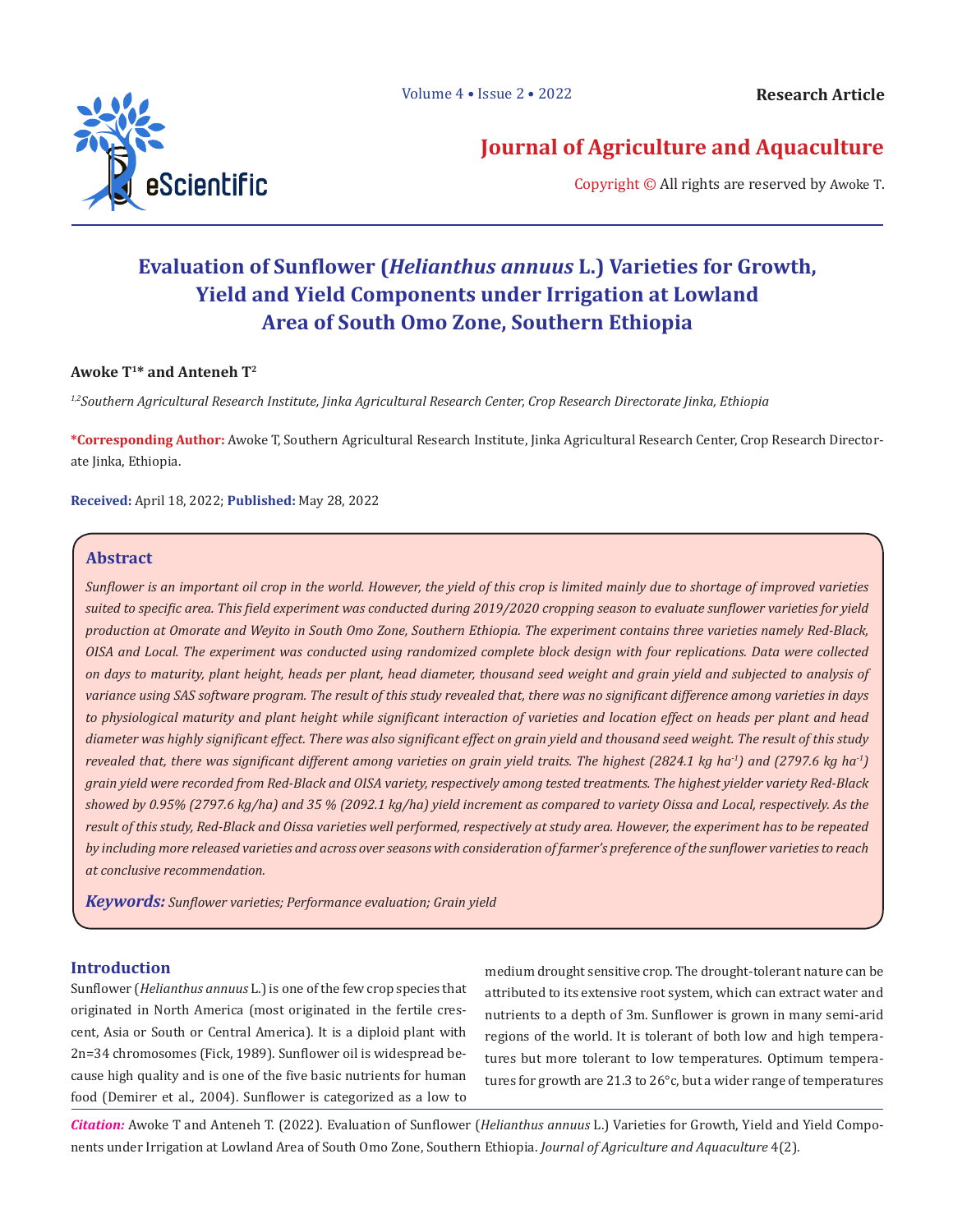# Evaluation of Sunflower (*Helianthus annuus* L.) Varieties for Growth, Yield and Yield Components under Irrigation at Lowland Area of South Omo Zone, Southern Ethiopia

**Awoke T[1]* and Anteneh T[2]**

*[1,2]Southern Agricultural Research Institute, Jinka Agricultural Research Center, Crop Research Directorate Jinka, Ethiopia*

**\*Corresponding Author:** Awoke T, Southern Agricultural Research Institute, Jinka Agricultural Research Center, Crop Research Directorate Jinka, Ethiopia.

**Received:** April 18, 2022; **Published:** May 28, 2022

## Abstract

*Sunflower is an important oil crop in the world. However, the yield of this crop is limited mainly due to shortage of improved varieties suited to specific area. This field experiment was conducted during 2019/2020 cropping season to evaluate sunflower varieties for yield production at Omorate and Weyito in South Omo Zone, Southern Ethiopia. The experiment contains three varieties namely Red-Black, OISA and Local. The experiment was conducted using randomized complete block design with four replications. Data were collected on days to maturity, plant height, heads per plant, head diameter, thousand seed weight and grain yield and subjected to analysis of variance using SAS software program. The result of this study revealed that, there was no significant difference among varieties in days to physiological maturity and plant height while significant interaction of varieties and location effect on heads per plant and head diameter was highly significant effect. There was also significant effect on grain yield and thousand seed weight. The result of this study revealed that, there was significant different among varieties on grain yield traits. The highest (2824.1 kg ha$^{-1}$) and (2797.6 kg ha$^{-1}$) grain yield were recorded from Red-Black and OISA variety, respectively among tested treatments. The highest yielder variety Red-Black showed by 0.95% (2797.6 kg/ha) and 35 % (2092.1 kg/ha) yield increment as compared to variety Oissa and Local, respectively. As the result of this study, Red-Black and Oissa varieties well performed, respectively at study area. However, the experiment has to be repeated by including more released varieties and across over seasons with consideration of farmer's preference of the sunflower varieties to reach at conclusive recommendation.*

***Keywords:*** *Sunflower varieties; Performance evaluation; Grain yield*

## Introduction

Sunflower (*Helianthus annuus* L.) is one of the few crop species that originated in North America (most originated in the fertile crescent, Asia or South or Central America). It is a diploid plant with 2n=34 chromosomes (Fick, 1989). Sunflower oil is widespread because high quality and is one of the five basic nutrients for human food (Demirer et al., 2004). Sunflower is categorized as a low to medium drought sensitive crop. The drought-tolerant nature can be attributed to its extensive root system, which can extract water and nutrients to a depth of 3m. Sunflower is grown in many semi-arid regions of the world. It is tolerant of both low and high temperatures but more tolerant to low temperatures. Optimum temperatures for growth are 21.3 to 26°c, but a wider range of temperatures

*Citation:* Awoke T and Anteneh T. (2022). Evaluation of Sunflower (*Helianthus annuus* L.) Varieties for Growth, Yield and Yield Components under Irrigation at Lowland Area of South Omo Zone, Southern Ethiopia. *Journal of Agriculture and Aquaculture* 4(2).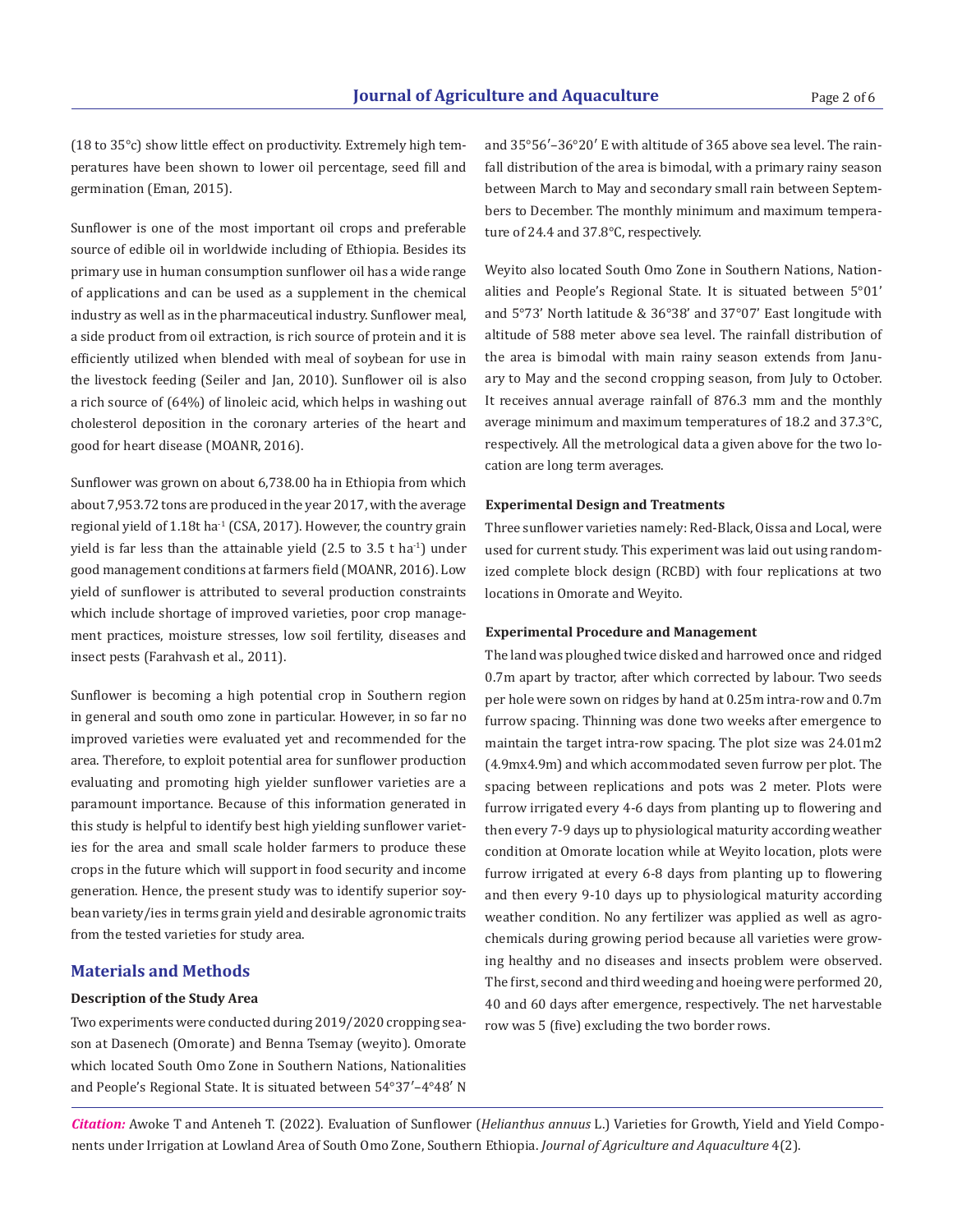(18 to 35°c) show little effect on productivity. Extremely high temperatures have been shown to lower oil percentage, seed fill and germination (Eman, 2015).

Sunflower is one of the most important oil crops and preferable source of edible oil in worldwide including of Ethiopia. Besides its primary use in human consumption sunflower oil has a wide range of applications and can be used as a supplement in the chemical industry as well as in the pharmaceutical industry. Sunflower meal, a side product from oil extraction, is rich source of protein and it is efficiently utilized when blended with meal of soybean for use in the livestock feeding (Seiler and Jan, 2010). Sunflower oil is also a rich source of (64%) of linoleic acid, which helps in washing out cholesterol deposition in the coronary arteries of the heart and good for heart disease (MOANR, 2016).

Sunflower was grown on about 6,738.00 ha in Ethiopia from which about 7,953.72 tons are produced in the year 2017, with the average regional yield of 1.18t ha$^{-1}$ (CSA, 2017). However, the country grain yield is far less than the attainable yield (2.5 to 3.5 t ha$^{-1}$) under good management conditions at farmers field (MOANR, 2016). Low yield of sunflower is attributed to several production constraints which include shortage of improved varieties, poor crop management practices, moisture stresses, low soil fertility, diseases and insect pests (Farahvash et al., 2011).

Sunflower is becoming a high potential crop in Southern region in general and south omo zone in particular. However, in so far no improved varieties were evaluated yet and recommended for the area. Therefore, to exploit potential area for sunflower production evaluating and promoting high yielder sunflower varieties are a paramount importance. Because of this information generated in this study is helpful to identify best high yielding sunflower varieties for the area and small scale holder farmers to produce these crops in the future which will support in food security and income generation. Hence, the present study was to identify superior soybean variety/ies in terms grain yield and desirable agronomic traits from the tested varieties for study area.

## Materials and Methods

### Description of the Study Area

Two experiments were conducted during 2019/2020 cropping season at Dasenech (Omorate) and Benna Tsemay (weyito). Omorate which located South Omo Zone in Southern Nations, Nationalities and People's Regional State. It is situated between 54°37′–4°48′ N and 35°56′–36°20′ E with altitude of 365 above sea level. The rainfall distribution of the area is bimodal, with a primary rainy season between March to May and secondary small rain between Septembers to December. The monthly minimum and maximum temperature of 24.4 and 37.8°C, respectively.

Weyito also located South Omo Zone in Southern Nations, Nationalities and People's Regional State. It is situated between 5°01′ and 5°73′ North latitude & 36°38′ and 37°07′ East longitude with altitude of 588 meter above sea level. The rainfall distribution of the area is bimodal with main rainy season extends from January to May and the second cropping season, from July to October. It receives annual average rainfall of 876.3 mm and the monthly average minimum and maximum temperatures of 18.2 and 37.3°C, respectively. All the metrological data a given above for the two location are long term averages.

### Experimental Design and Treatments

Three sunflower varieties namely: Red-Black, Oissa and Local, were used for current study. This experiment was laid out using randomized complete block design (RCBD) with four replications at two locations in Omorate and Weyito.

### Experimental Procedure and Management

The land was ploughed twice disked and harrowed once and ridged 0.7m apart by tractor, after which corrected by labour. Two seeds per hole were sown on ridges by hand at 0.25m intra-row and 0.7m furrow spacing. Thinning was done two weeks after emergence to maintain the target intra-row spacing. The plot size was 24.01m2 (4.9mx4.9m) and which accommodated seven furrow per plot. The spacing between replications and pots was 2 meter. Plots were furrow irrigated every 4-6 days from planting up to flowering and then every 7-9 days up to physiological maturity according weather condition at Omorate location while at Weyito location, plots were furrow irrigated at every 6-8 days from planting up to flowering and then every 9-10 days up to physiological maturity according weather condition. No any fertilizer was applied as well as agrochemicals during growing period because all varieties were growing healthy and no diseases and insects problem were observed. The first, second and third weeding and hoeing were performed 20, 40 and 60 days after emergence, respectively. The net harvestable row was 5 (five) excluding the two border rows.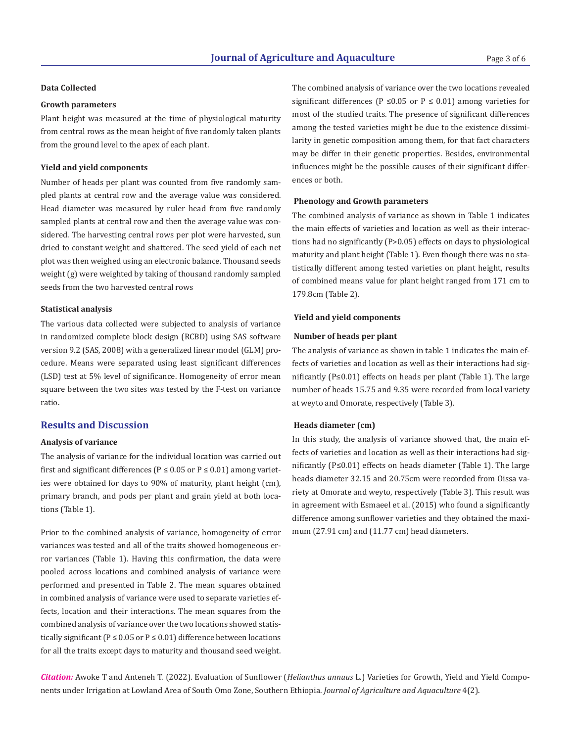#### Data Collected

#### Growth parameters

Plant height was measured at the time of physiological maturity from central rows as the mean height of five randomly taken plants from the ground level to the apex of each plant.

#### Yield and yield components

Number of heads per plant was counted from five randomly sampled plants at central row and the average value was considered. Head diameter was measured by ruler head from five randomly sampled plants at central row and then the average value was considered. The harvesting central rows per plot were harvested, sun dried to constant weight and shattered. The seed yield of each net plot was then weighed using an electronic balance. Thousand seeds weight (g) were weighted by taking of thousand randomly sampled seeds from the two harvested central rows

#### Statistical analysis

The various data collected were subjected to analysis of variance in randomized complete block design (RCBD) using SAS software version 9.2 (SAS, 2008) with a generalized linear model (GLM) procedure. Means were separated using least significant differences (LSD) test at 5% level of significance. Homogeneity of error mean square between the two sites was tested by the F-test on variance ratio.

## Results and Discussion

#### Analysis of variance

The analysis of variance for the individual location was carried out first and significant differences ($P \leq 0.05$ or $P \leq 0.01$) among varieties were obtained for days to 90% of maturity, plant height (cm), primary branch, and pods per plant and grain yield at both locations (Table 1).

Prior to the combined analysis of variance, homogeneity of error variances was tested and all of the traits showed homogeneous error variances (Table 1). Having this confirmation, the data were pooled across locations and combined analysis of variance were performed and presented in Table 2. The mean squares obtained in combined analysis of variance were used to separate varieties effects, location and their interactions. The mean squares from the combined analysis of variance over the two locations showed statistically significant ($P \leq 0.05$ or $P \leq 0.01$) difference between locations for all the traits except days to maturity and thousand seed weight.

The combined analysis of variance over the two locations revealed significant differences ($P \leq 0.05$ or $P \leq 0.01$) among varieties for most of the studied traits. The presence of significant differences among the tested varieties might be due to the existence dissimilarity in genetic composition among them, for that fact characters may be differ in their genetic properties. Besides, environmental influences might be the possible causes of their significant differences or both.

#### Phenology and Growth parameters

The combined analysis of variance as shown in Table 1 indicates the main effects of varieties and location as well as their interactions had no significantly ($P>0.05$) effects on days to physiological maturity and plant height (Table 1). Even though there was no statistically different among tested varieties on plant height, results of combined means value for plant height ranged from 171 cm to 179.8cm (Table 2).

#### Yield and yield components

#### Number of heads per plant

The analysis of variance as shown in table 1 indicates the main effects of varieties and location as well as their interactions had significantly ($P \leq 0.01$) effects on heads per plant (Table 1). The large number of heads 15.75 and 9.35 were recorded from local variety at weyto and Omorate, respectively (Table 3).

#### Heads diameter (cm)

In this study, the analysis of variance showed that, the main effects of varieties and location as well as their interactions had significantly ($P \leq 0.01$) effects on heads diameter (Table 1). The large heads diameter 32.15 and 20.75cm were recorded from Oissa variety at Omorate and weyto, respectively (Table 3). This result was in agreement with Esmaeel et al. (2015) who found a significantly difference among sunflower varieties and they obtained the maximum (27.91 cm) and (11.77 cm) head diameters.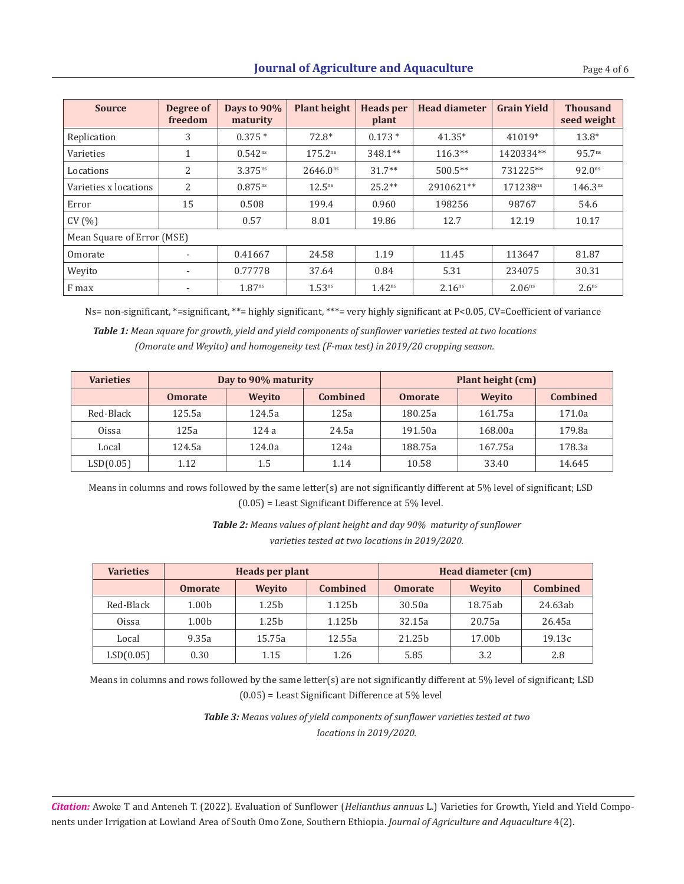| Source | Degree of freedom | Days to 90% maturity | Plant height | Heads per plant | Head diameter | Grain Yield | Thousand seed weight |
|---|---|---|---|---|---|---|---|
| Replication | 3 | 0.375 * | 72.8* | 0.173 * | 41.35* | 41019* | 13.8* |
| Varieties | 1 | $0.542^{ns}$ | $175.2^{ns}$ | 348.1** | 116.3** | 1420334** | $95.7^{ns}$ |
| Locations | 2 | $3.375^{ns}$ | $2646.0^{ns}$ | 31.7** | 500.5** | 731225** | $92.0^{ns}$ |
| Varieties x locations | 2 | $0.875^{ns}$ | $12.5^{ns}$ | 25.2** | 2910621** | $171238^{ns}$ | $146.3^{ns}$ |
| Error | 15 | 0.508 | 199.4 | 0.960 | 198256 | 98767 | 54.6 |
| CV (%) | | 0.57 | 8.01 | 19.86 | 12.7 | 12.19 | 10.17 |
| Mean Square of Error (MSE) | | | | | | | |
| Omorate | - | 0.41667 | 24.58 | 1.19 | 11.45 | 113647 | 81.87 |
| Weyito | - | 0.77778 | 37.64 | 0.84 | 5.31 | 234075 | 30.31 |
| F max | - | $1.87^{ns}$ | $1.53^{ns}$ | $1.42^{ns}$ | $2.16^{ns}$ | $2.06^{ns}$ | $2.6^{ns}$ |

Ns= non-significant, *=significant, **= highly significant, ***= very highly significant at P<0.05, CV=Coefficient of variance

***Table 1:*** *Mean square for growth, yield and yield components of sunflower varieties tested at two locations (Omorate and Weyito) and homogeneity test (F-max test) in 2019/20 cropping season.*

| Varieties | Day to 90% maturity | | | Plant height (cm) | | |
|---|---|---|---|---|---|---|
| | Omorate | Weyito | Combined | Omorate | Weyito | Combined |
| Red-Black | 125.5a | 124.5a | 125a | 180.25a | 161.75a | 171.0a |
| Oissa | 125a | 124 a | 24.5a | 191.50a | 168.00a | 179.8a |
| Local | 124.5a | 124.0a | 124a | 188.75a | 167.75a | 178.3a |
| LSD(0.05) | 1.12 | 1.5 | 1.14 | 10.58 | 33.40 | 14.645 |

Means in columns and rows followed by the same letter(s) are not significantly different at 5% level of significant; LSD (0.05) = Least Significant Difference at 5% level.

***Table 2:*** *Means values of plant height and day 90% maturity of sunflower varieties tested at two locations in 2019/2020.*

| Varieties | Heads per plant | | | Head diameter (cm) | | |
|---|---|---|---|---|---|---|
| | Omorate | Weyito | Combined | Omorate | Weyito | Combined |
| Red-Black | 1.00b | 1.25b | 1.125b | 30.50a | 18.75ab | 24.63ab |
| Oissa | 1.00b | 1.25b | 1.125b | 32.15a | 20.75a | 26.45a |
| Local | 9.35a | 15.75a | 12.55a | 21.25b | 17.00b | 19.13c |
| LSD(0.05) | 0.30 | 1.15 | 1.26 | 5.85 | 3.2 | 2.8 |

Means in columns and rows followed by the same letter(s) are not significantly different at 5% level of significant; LSD (0.05) = Least Significant Difference at 5% level

***Table 3:*** *Means values of yield components of sunflower varieties tested at two locations in 2019/2020.*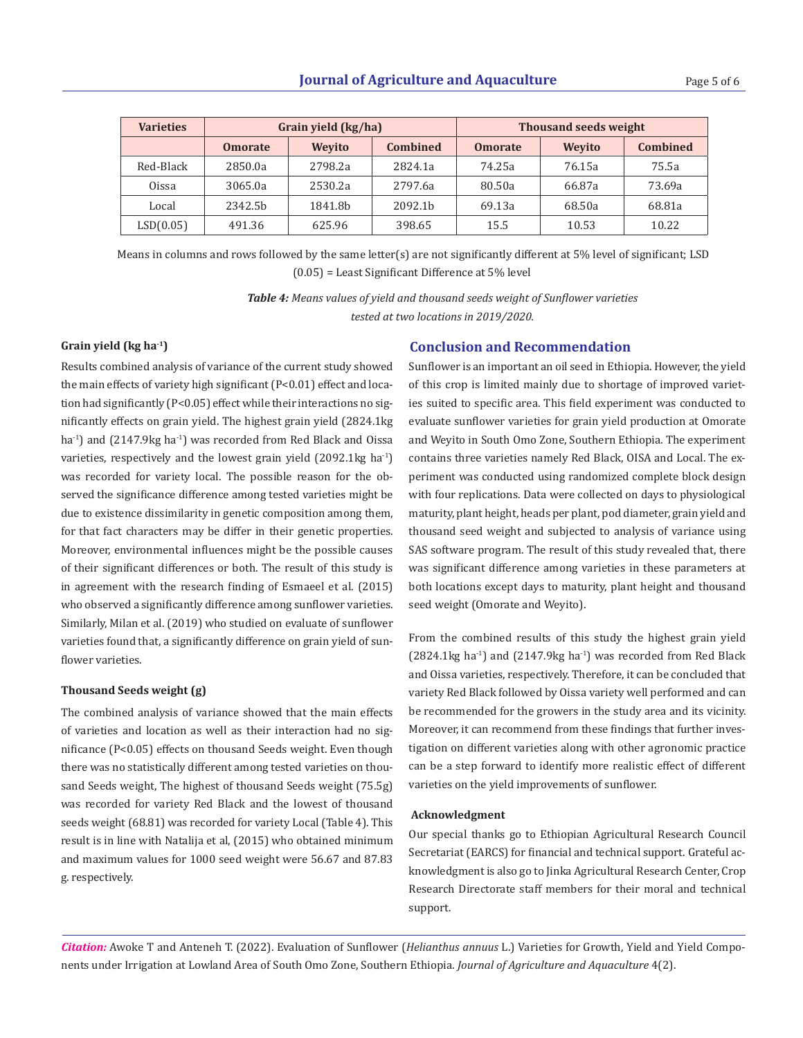| Varieties | Grain yield (kg/ha) | | | Thousand seeds weight | | |
|---|---|---|---|---|---|---|
| | Omorate | Weyito | Combined | Omorate | Weyito | Combined |
| Red-Black | 2850.0a | 2798.2a | 2824.1a | 74.25a | 76.15a | 75.5a |
| Oissa | 3065.0a | 2530.2a | 2797.6a | 80.50a | 66.87a | 73.69a |
| Local | 2342.5b | 1841.8b | 2092.1b | 69.13a | 68.50a | 68.81a |
| LSD(0.05) | 491.36 | 625.96 | 398.65 | 15.5 | 10.53 | 10.22 |

Means in columns and rows followed by the same letter(s) are not significantly different at 5% level of significant; LSD (0.05) = Least Significant Difference at 5% level

***Table 4:*** *Means values of yield and thousand seeds weight of Sunflower varieties tested at two locations in 2019/2020.*

#### Grain yield (kg ha$^{-1}$)

Results combined analysis of variance of the current study showed the main effects of variety high significant ($P<0.01$) effect and location had significantly ($P<0.05$) effect while their interactions no significantly effects on grain yield. The highest grain yield (2824.1kg ha$^{-1}$) and (2147.9kg ha$^{-1}$) was recorded from Red Black and Oissa varieties, respectively and the lowest grain yield (2092.1kg ha$^{-1}$) was recorded for variety local. The possible reason for the observed the significance difference among tested varieties might be due to existence dissimilarity in genetic composition among them, for that fact characters may be differ in their genetic properties. Moreover, environmental influences might be the possible causes of their significant differences or both. The result of this study is in agreement with the research finding of Esmaeel et al. (2015) who observed a significantly difference among sunflower varieties. Similarly, Milan et al. (2019) who studied on evaluate of sunflower varieties found that, a significantly difference on grain yield of sunflower varieties.

#### Thousand Seeds weight (g)

The combined analysis of variance showed that the main effects of varieties and location as well as their interaction had no significance ($P<0.05$) effects on thousand Seeds weight. Even though there was no statistically different among tested varieties on thousand Seeds weight, The highest of thousand Seeds weight (75.5g) was recorded for variety Red Black and the lowest of thousand seeds weight (68.81) was recorded for variety Local (Table 4). This result is in line with Natalija et al, (2015) who obtained minimum and maximum values for 1000 seed weight were 56.67 and 87.83 g. respectively.

## Conclusion and Recommendation

Sunflower is an important an oil seed in Ethiopia. However, the yield of this crop is limited mainly due to shortage of improved varieties suited to specific area. This field experiment was conducted to evaluate sunflower varieties for grain yield production at Omorate and Weyito in South Omo Zone, Southern Ethiopia. The experiment contains three varieties namely Red Black, OISA and Local. The experiment was conducted using randomized complete block design with four replications. Data were collected on days to physiological maturity, plant height, heads per plant, pod diameter, grain yield and thousand seed weight and subjected to analysis of variance using SAS software program. The result of this study revealed that, there was significant difference among varieties in these parameters at both locations except days to maturity, plant height and thousand seed weight (Omorate and Weyito).

From the combined results of this study the highest grain yield (2824.1kg ha$^{-1}$) and (2147.9kg ha$^{-1}$) was recorded from Red Black and Oissa varieties, respectively. Therefore, it can be concluded that variety Red Black followed by Oissa variety well performed and can be recommended for the growers in the study area and its vicinity. Moreover, it can recommend from these findings that further investigation on different varieties along with other agronomic practice can be a step forward to identify more realistic effect of different varieties on the yield improvements of sunflower.

#### Acknowledgment

Our special thanks go to Ethiopian Agricultural Research Council Secretariat (EARCS) for financial and technical support. Grateful acknowledgment is also go to Jinka Agricultural Research Center, Crop Research Directorate staff members for their moral and technical support.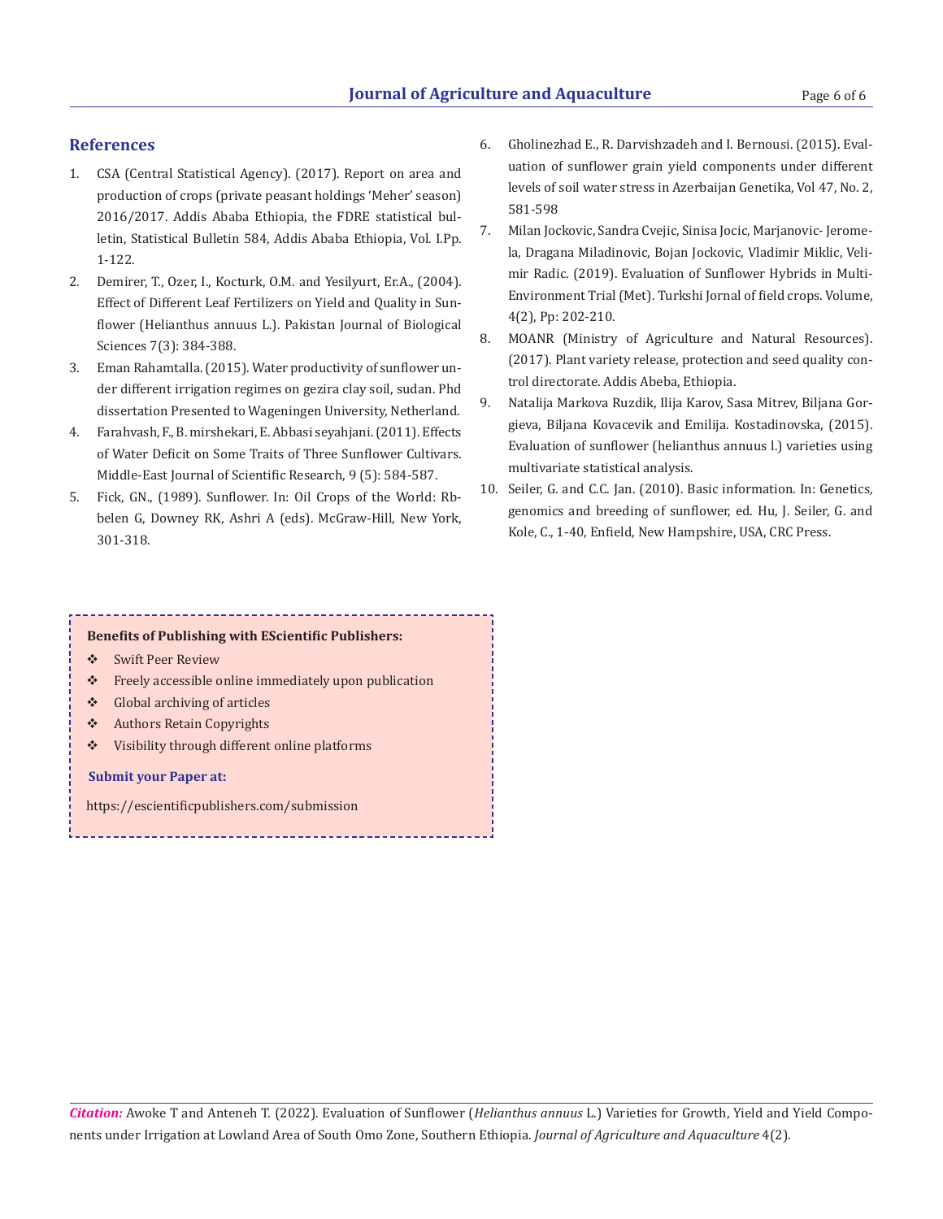## References

1. CSA (Central Statistical Agency). (2017). Report on area and production of crops (private peasant holdings 'Meher' season) 2016/2017. Addis Ababa Ethiopia, the FDRE statistical bulletin, Statistical Bulletin 584, Addis Ababa Ethiopia, Vol. I.Pp. 1-122.
2. Demirer, T., Ozer, I., Kocturk, O.M. and Yesilyurt, Er.A., (2004). Effect of Different Leaf Fertilizers on Yield and Quality in Sunflower (Helianthus annuus L.). Pakistan Journal of Biological Sciences 7(3): 384-388.
3. Eman Rahamtalla. (2015). Water productivity of sunflower under different irrigation regimes on gezira clay soil, sudan. Phd dissertation Presented to Wageningen University, Netherland.
4. Farahvash, F., B. mirshekari, E. Abbasi seyahjani. (2011). Effects of Water Deficit on Some Traits of Three Sunflower Cultivars. Middle-East Journal of Scientific Research, 9 (5): 584-587.
5. Fick, GN., (1989). Sunflower. In: Oil Crops of the World: Rbbelen G, Downey RK, Ashri A (eds). McGraw-Hill, New York, 301-318.
6. Gholinezhad E., R. Darvishzadeh and I. Bernousi. (2015). Evaluation of sunflower grain yield components under different levels of soil water stress in Azerbaijan Genetika, Vol 47, No. 2, 581-598
7. Milan Jockovic, Sandra Cvejic, Sinisa Jocic, Marjanovic- Jeromela, Dragana Miladinovic, Bojan Jockovic, Vladimir Miklic, Velimir Radic. (2019). Evaluation of Sunflower Hybrids in Multi-Environment Trial (Met). Turkshi Jornal of field crops. Volume, 4(2), Pp: 202-210.
8. MOANR (Ministry of Agriculture and Natural Resources). (2017). Plant variety release, protection and seed quality control directorate. Addis Abeba, Ethiopia.
9. Natalija Markova Ruzdik, Ilija Karov, Sasa Mitrev, Biljana Gorgieva, Biljana Kovacevik and Emilija. Kostadinovska, (2015). Evaluation of sunflower (helianthus annuus l.) varieties using multivariate statistical analysis.
10. Seiler, G. and C.C. Jan. (2010). Basic information. In: Genetics, genomics and breeding of sunflower, ed. Hu, J. Seiler, G. and Kole, C., 1-40, Enfield, New Hampshire, USA, CRC Press.

**Benefits of Publishing with EScientific Publishers:**

- Swift Peer Review
- Freely accessible online immediately upon publication
- Global archiving of articles
- Authors Retain Copyrights
- Visibility through different online platforms

**Submit your Paper at:**

https://escientificpublishers.com/submission

***Citation:*** Awoke T and Anteneh T. (2022). Evaluation of Sunflower (*Helianthus annuus* L.) Varieties for Growth, Yield and Yield Components under Irrigation at Lowland Area of South Omo Zone, Southern Ethiopia. *Journal of Agriculture and Aquaculture* 4(2).